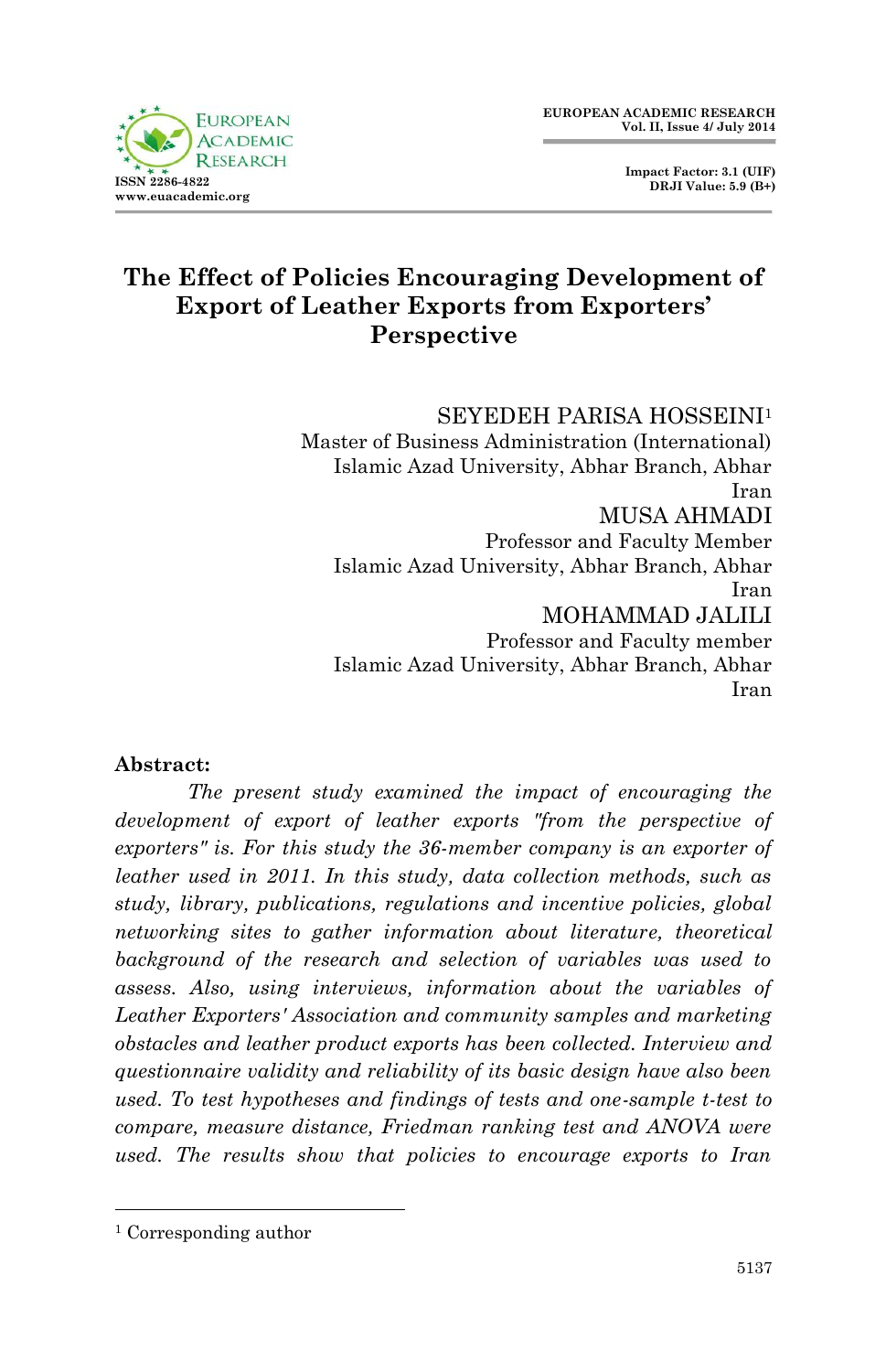# The Effect of Policies Encouraging Development of Export of Leather Exports from Exporters' Perspective

SEYEDEH PARISA HOSSEINI[1]
Master of Business Administration (International)
Islamic Azad University, Abhar Branch, Abhar
Iran

MUSA AHMADI
Professor and Faculty Member
Islamic Azad University, Abhar Branch, Abhar
Iran

MOHAMMAD JALILI
Professor and Faculty member
Islamic Azad University, Abhar Branch, Abhar
Iran

**Abstract:**

*The present study examined the impact of encouraging the development of export of leather exports "from the perspective of exporters" is. For this study the 36-member company is an exporter of leather used in 2011. In this study, data collection methods, such as study, library, publications, regulations and incentive policies, global networking sites to gather information about literature, theoretical background of the research and selection of variables was used to assess. Also, using interviews, information about the variables of Leather Exporters' Association and community samples and marketing obstacles and leather product exports has been collected. Interview and questionnaire validity and reliability of its basic design have also been used. To test hypotheses and findings of tests and one-sample t-test to compare, measure distance, Friedman ranking test and ANOVA were used. The results show that policies to encourage exports to Iran*

[1] Corresponding author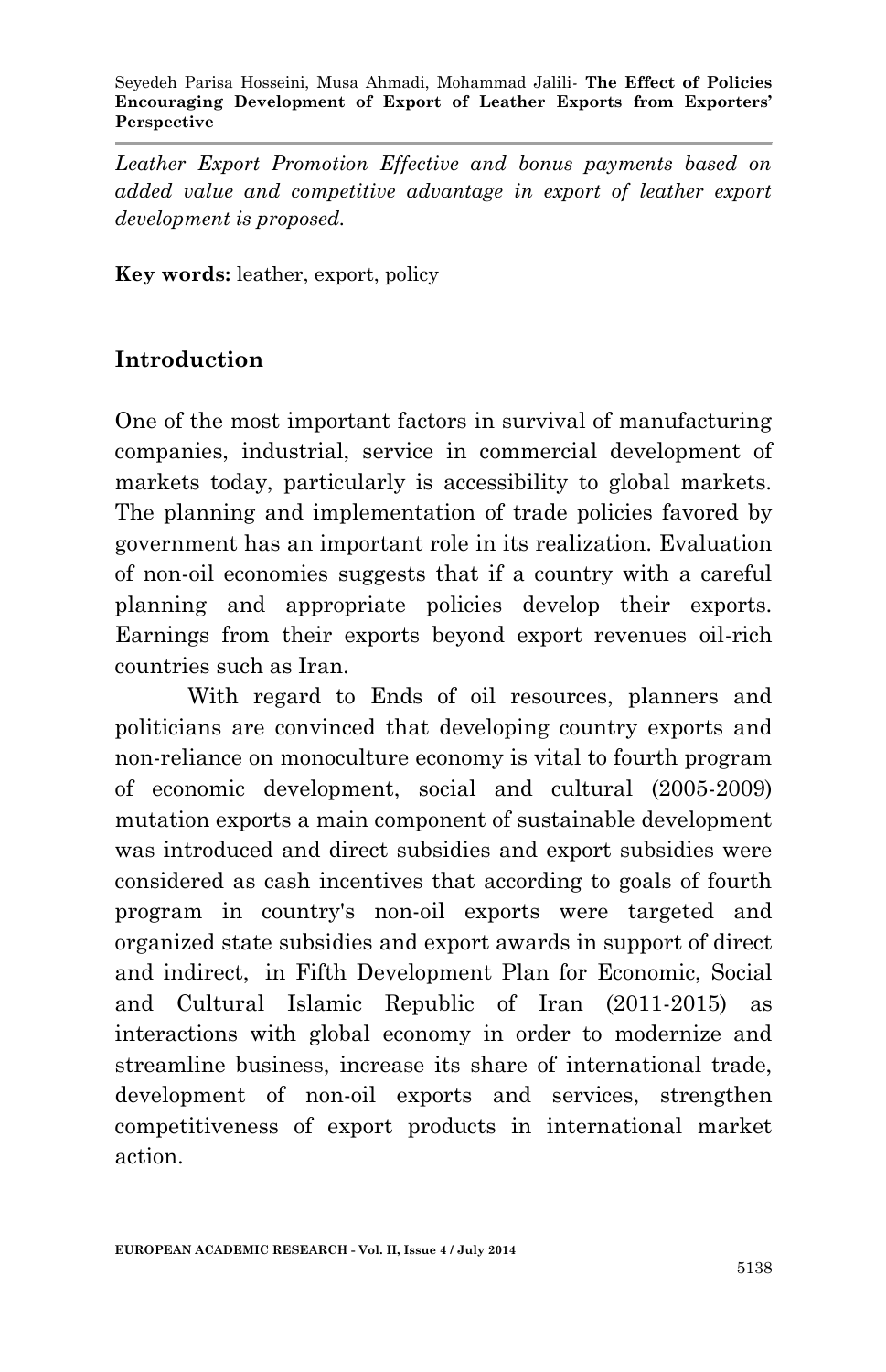*Leather Export Promotion Effective and bonus payments based on added value and competitive advantage in export of leather export development is proposed.*

**Key words:** leather, export, policy

## Introduction

One of the most important factors in survival of manufacturing companies, industrial, service in commercial development of markets today, particularly is accessibility to global markets. The planning and implementation of trade policies favored by government has an important role in its realization. Evaluation of non-oil economies suggests that if a country with a careful planning and appropriate policies develop their exports. Earnings from their exports beyond export revenues oil-rich countries such as Iran.

With regard to Ends of oil resources, planners and politicians are convinced that developing country exports and non-reliance on monoculture economy is vital to fourth program of economic development, social and cultural (2005-2009) mutation exports a main component of sustainable development was introduced and direct subsidies and export subsidies were considered as cash incentives that according to goals of fourth program in country's non-oil exports were targeted and organized state subsidies and export awards in support of direct and indirect, in Fifth Development Plan for Economic, Social and Cultural Islamic Republic of Iran (2011-2015) as interactions with global economy in order to modernize and streamline business, increase its share of international trade, development of non-oil exports and services, strengthen competitiveness of export products in international market action.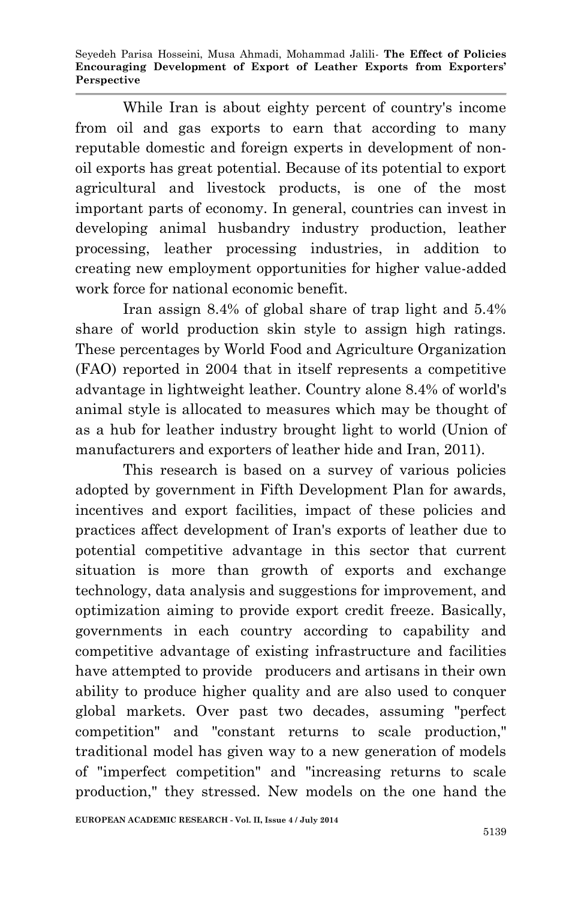While Iran is about eighty percent of country's income from oil and gas exports to earn that according to many reputable domestic and foreign experts in development of non-oil exports has great potential. Because of its potential to export agricultural and livestock products, is one of the most important parts of economy. In general, countries can invest in developing animal husbandry industry production, leather processing, leather processing industries, in addition to creating new employment opportunities for higher value-added work force for national economic benefit.

Iran assign 8.4% of global share of trap light and 5.4% share of world production skin style to assign high ratings. These percentages by World Food and Agriculture Organization (FAO) reported in 2004 that in itself represents a competitive advantage in lightweight leather. Country alone 8.4% of world's animal style is allocated to measures which may be thought of as a hub for leather industry brought light to world (Union of manufacturers and exporters of leather hide and Iran, 2011).

This research is based on a survey of various policies adopted by government in Fifth Development Plan for awards, incentives and export facilities, impact of these policies and practices affect development of Iran's exports of leather due to potential competitive advantage in this sector that current situation is more than growth of exports and exchange technology, data analysis and suggestions for improvement, and optimization aiming to provide export credit freeze. Basically, governments in each country according to capability and competitive advantage of existing infrastructure and facilities have attempted to provide producers and artisans in their own ability to produce higher quality and are also used to conquer global markets. Over past two decades, assuming "perfect competition" and "constant returns to scale production," traditional model has given way to a new generation of models of "imperfect competition" and "increasing returns to scale production," they stressed. New models on the one hand the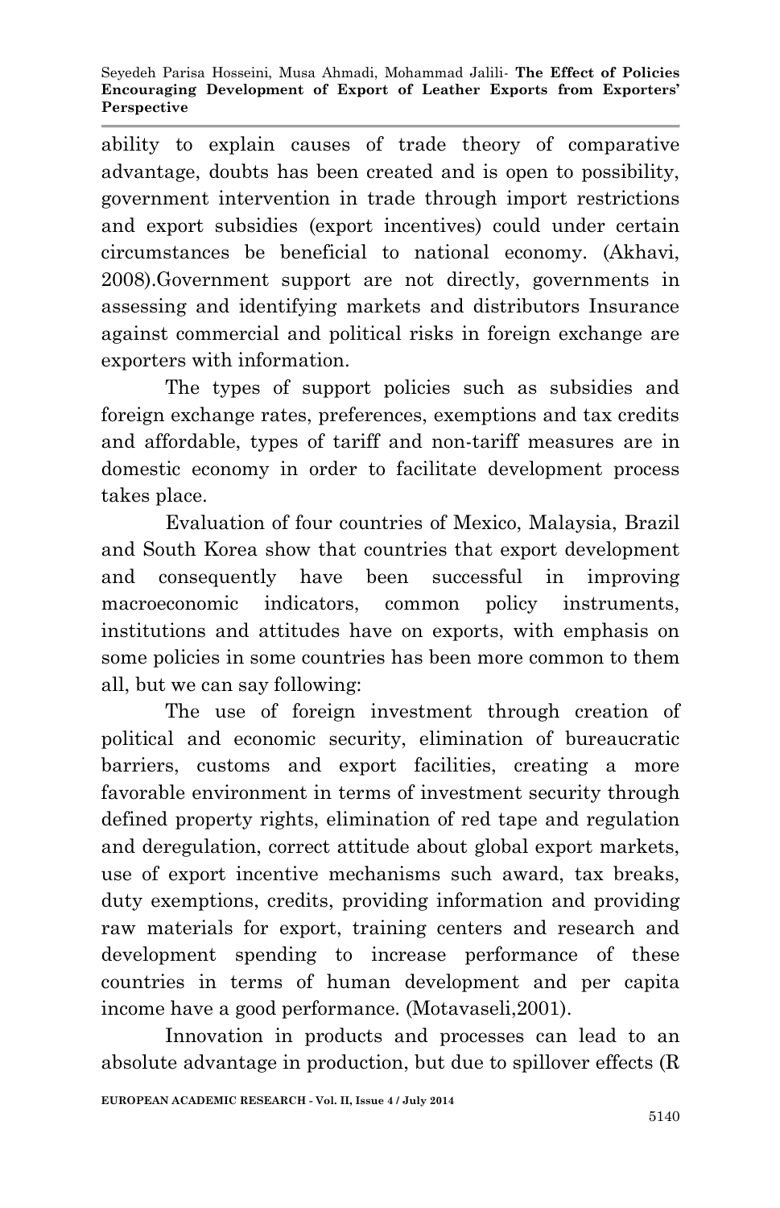ability to explain causes of trade theory of comparative advantage, doubts has been created and is open to possibility, government intervention in trade through import restrictions and export subsidies (export incentives) could under certain circumstances be beneficial to national economy. (Akhavi, 2008).Government support are not directly, governments in assessing and identifying markets and distributors Insurance against commercial and political risks in foreign exchange are exporters with information.

The types of support policies such as subsidies and foreign exchange rates, preferences, exemptions and tax credits and affordable, types of tariff and non-tariff measures are in domestic economy in order to facilitate development process takes place.

Evaluation of four countries of Mexico, Malaysia, Brazil and South Korea show that countries that export development and consequently have been successful in improving macroeconomic indicators, common policy instruments, institutions and attitudes have on exports, with emphasis on some policies in some countries has been more common to them all, but we can say following:

The use of foreign investment through creation of political and economic security, elimination of bureaucratic barriers, customs and export facilities, creating a more favorable environment in terms of investment security through defined property rights, elimination of red tape and regulation and deregulation, correct attitude about global export markets, use of export incentive mechanisms such award, tax breaks, duty exemptions, credits, providing information and providing raw materials for export, training centers and research and development spending to increase performance of these countries in terms of human development and per capita income have a good performance. (Motavaseli,2001).

Innovation in products and processes can lead to an absolute advantage in production, but due to spillover effects (R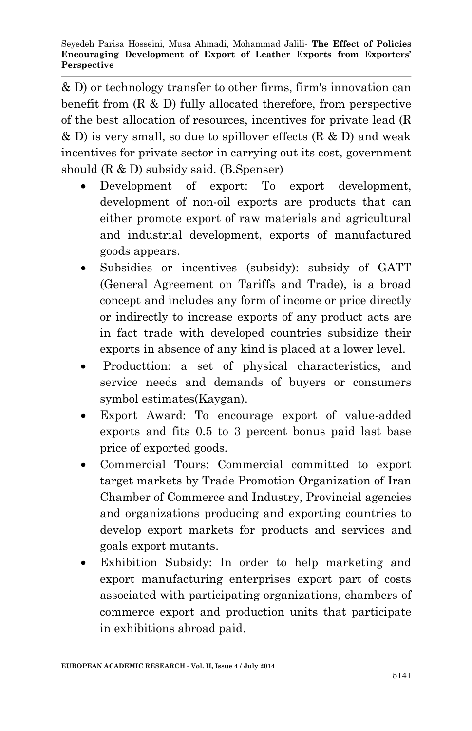& D) or technology transfer to other firms, firm's innovation can benefit from (R & D) fully allocated therefore, from perspective of the best allocation of resources, incentives for private lead (R & D) is very small, so due to spillover effects (R & D) and weak incentives for private sector in carrying out its cost, government should (R & D) subsidy said. (B.Spenser)

- Development of export: To export development, development of non-oil exports are products that can either promote export of raw materials and agricultural and industrial development, exports of manufactured goods appears.
- Subsidies or incentives (subsidy): subsidy of GATT (General Agreement on Tariffs and Trade), is a broad concept and includes any form of income or price directly or indirectly to increase exports of any product acts are in fact trade with developed countries subsidize their exports in absence of any kind is placed at a lower level.
- Producttion: a set of physical characteristics, and service needs and demands of buyers or consumers symbol estimates(Kaygan).
- Export Award: To encourage export of value-added exports and fits 0.5 to 3 percent bonus paid last base price of exported goods.
- Commercial Tours: Commercial committed to export target markets by Trade Promotion Organization of Iran Chamber of Commerce and Industry, Provincial agencies and organizations producing and exporting countries to develop export markets for products and services and goals export mutants.
- Exhibition Subsidy: In order to help marketing and export manufacturing enterprises export part of costs associated with participating organizations, chambers of commerce export and production units that participate in exhibitions abroad paid.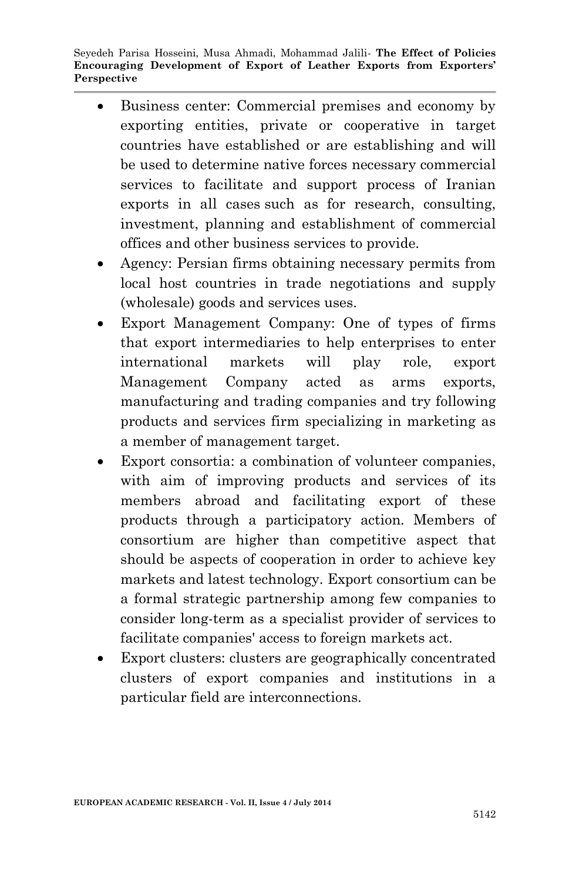- Business center: Commercial premises and economy by exporting entities, private or cooperative in target countries have established or are establishing and will be used to determine native forces necessary commercial services to facilitate and support process of Iranian exports in all cases such as for research, consulting, investment, planning and establishment of commercial offices and other business services to provide.
- Agency: Persian firms obtaining necessary permits from local host countries in trade negotiations and supply (wholesale) goods and services uses.
- Export Management Company: One of types of firms that export intermediaries to help enterprises to enter international markets will play role, export Management Company acted as arms exports, manufacturing and trading companies and try following products and services firm specializing in marketing as a member of management target.
- Export consortia: a combination of volunteer companies, with aim of improving products and services of its members abroad and facilitating export of these products through a participatory action. Members of consortium are higher than competitive aspect that should be aspects of cooperation in order to achieve key markets and latest technology. Export consortium can be a formal strategic partnership among few companies to consider long-term as a specialist provider of services to facilitate companies' access to foreign markets act.
- Export clusters: clusters are geographically concentrated clusters of export companies and institutions in a particular field are interconnections.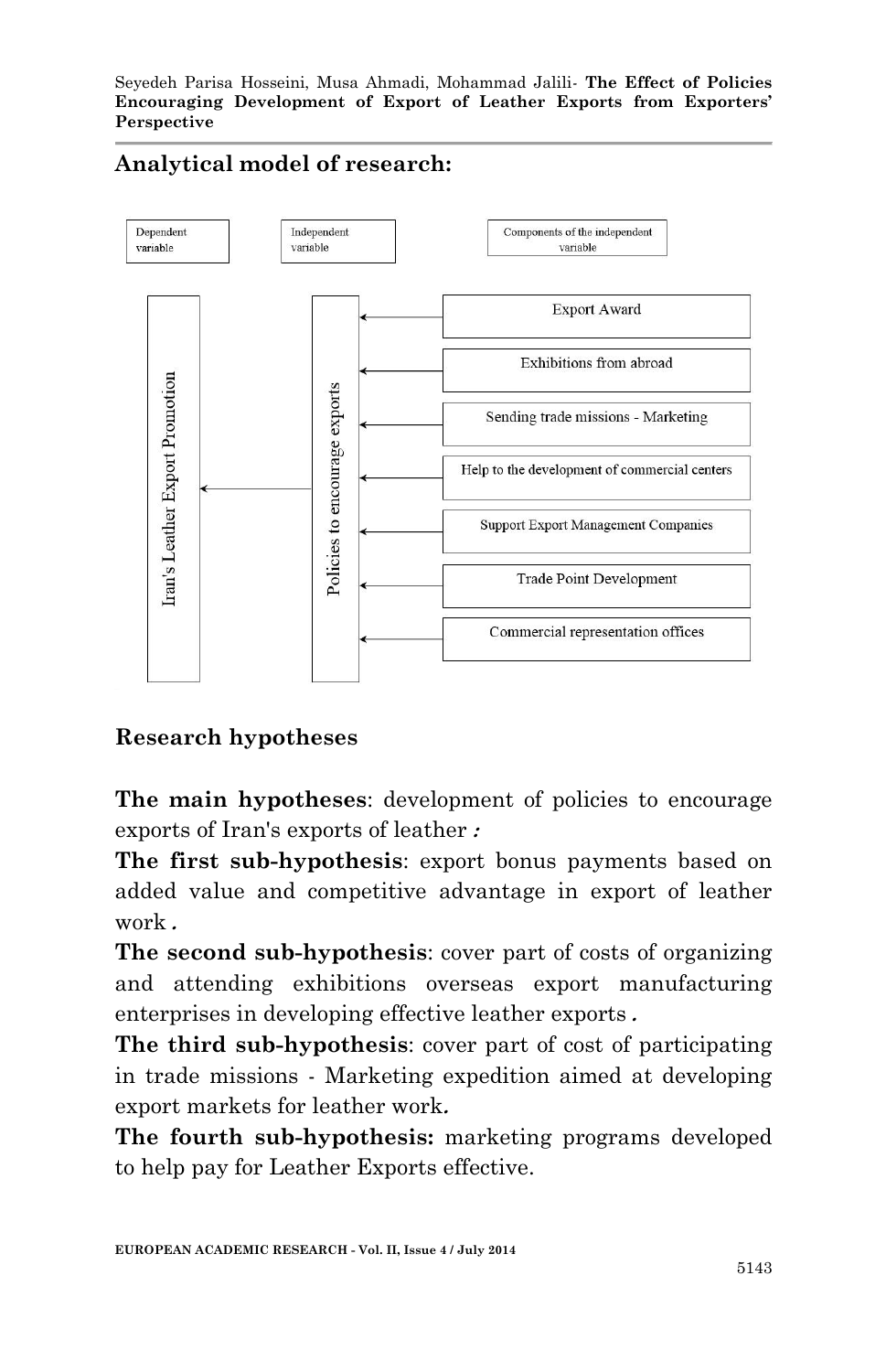## Analytical model of research:

Dependent variable | Independent variable | Components of the independent variable

- Iran's Leather Export Promotion
- Policies to encourage exports
- Export Award
- Exhibitions from abroad
- Sending trade missions - Marketing
- Help to the development of commercial centers
- Support Export Management Companies
- Trade Point Development
- Commercial representation offices

## Research hypotheses

**The main hypotheses**: development of policies to encourage exports of Iran's exports of leather *:*

**The first sub-hypothesis**: export bonus payments based on added value and competitive advantage in export of leather work *.*

**The second sub-hypothesis**: cover part of costs of organizing and attending exhibitions overseas export manufacturing enterprises in developing effective leather exports *.*

**The third sub-hypothesis**: cover part of cost of participating in trade missions - Marketing expedition aimed at developing export markets for leather work**.**

**The fourth sub-hypothesis:** marketing programs developed to help pay for Leather Exports effective.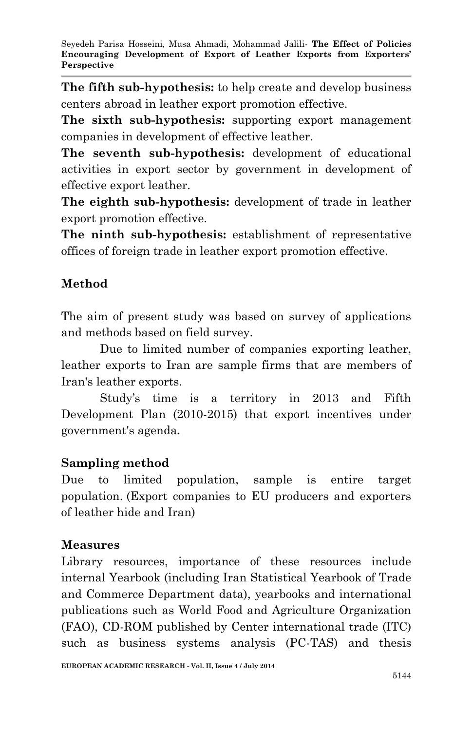**The fifth sub-hypothesis:** to help create and develop business centers abroad in leather export promotion effective.

**The sixth sub-hypothesis:** supporting export management companies in development of effective leather.

**The seventh sub-hypothesis:** development of educational activities in export sector by government in development of effective export leather.

**The eighth sub-hypothesis:** development of trade in leather export promotion effective.

**The ninth sub-hypothesis:** establishment of representative offices of foreign trade in leather export promotion effective.

## Method

The aim of present study was based on survey of applications and methods based on field survey.

Due to limited number of companies exporting leather, leather exports to Iran are sample firms that are members of Iran's leather exports.

Study's time is a territory in 2013 and Fifth Development Plan (2010-2015) that export incentives under government's agenda*.*

## Sampling method

Due to limited population, sample is entire target population. (Export companies to EU producers and exporters of leather hide and Iran)

## Measures

Library resources, importance of these resources include internal Yearbook (including Iran Statistical Yearbook of Trade and Commerce Department data), yearbooks and international publications such as World Food and Agriculture Organization (FAO), CD-ROM published by Center international trade (ITC) such as business systems analysis (PC-TAS) and thesis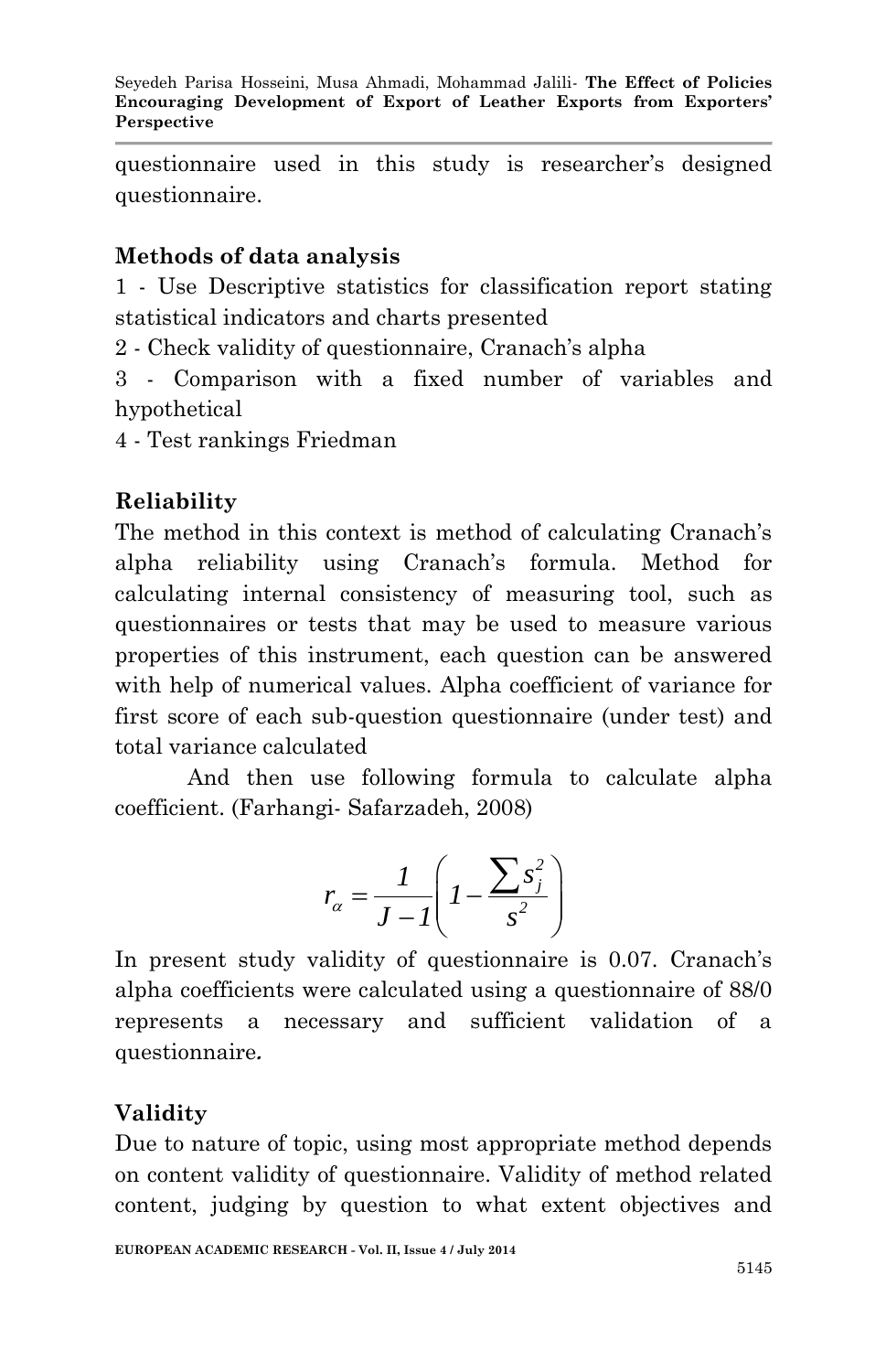questionnaire used in this study is researcher's designed questionnaire.

## Methods of data analysis

1 - Use Descriptive statistics for classification report stating statistical indicators and charts presented

2 - Check validity of questionnaire, Cranach's alpha

3 - Comparison with a fixed number of variables and hypothetical

4 - Test rankings Friedman

## Reliability

The method in this context is method of calculating Cranach's alpha reliability using Cranach's formula. Method for calculating internal consistency of measuring tool, such as questionnaires or tests that may be used to measure various properties of this instrument, each question can be answered with help of numerical values. Alpha coefficient of variance for first score of each sub-question questionnaire (under test) and total variance calculated

And then use following formula to calculate alpha coefficient. (Farhangi- Safarzadeh, 2008)

$$r_\alpha = \frac{1}{J-1}\left(1 - \frac{\sum s_j^2}{s^2}\right)$$

In present study validity of questionnaire is 0.07. Cranach's alpha coefficients were calculated using a questionnaire of 88/0 represents a necessary and sufficient validation of a questionnaire*.*

## Validity

Due to nature of topic, using most appropriate method depends on content validity of questionnaire. Validity of method related content, judging by question to what extent objectives and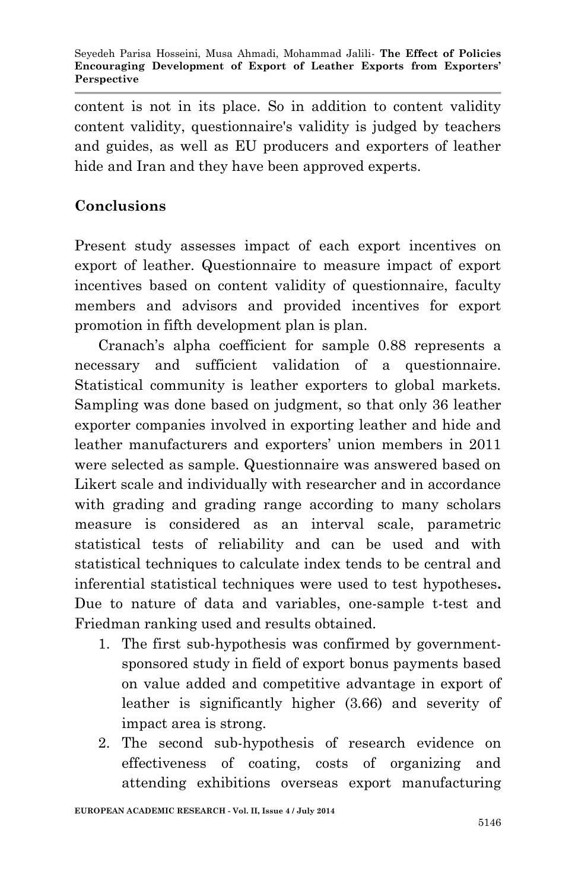content is not in its place. So in addition to content validity content validity, questionnaire's validity is judged by teachers and guides, as well as EU producers and exporters of leather hide and Iran and they have been approved experts.

## Conclusions

Present study assesses impact of each export incentives on export of leather. Questionnaire to measure impact of export incentives based on content validity of questionnaire, faculty members and advisors and provided incentives for export promotion in fifth development plan is plan.

Cranach's alpha coefficient for sample 0.88 represents a necessary and sufficient validation of a questionnaire. Statistical community is leather exporters to global markets. Sampling was done based on judgment, so that only 36 leather exporter companies involved in exporting leather and hide and leather manufacturers and exporters' union members in 2011 were selected as sample. Questionnaire was answered based on Likert scale and individually with researcher and in accordance with grading and grading range according to many scholars measure is considered as an interval scale, parametric statistical tests of reliability and can be used and with statistical techniques to calculate index tends to be central and inferential statistical techniques were used to test hypotheses**.** Due to nature of data and variables, one-sample t-test and Friedman ranking used and results obtained.

1. The first sub-hypothesis was confirmed by government-sponsored study in field of export bonus payments based on value added and competitive advantage in export of leather is significantly higher (3.66) and severity of impact area is strong.
2. The second sub-hypothesis of research evidence on effectiveness of coating, costs of organizing and attending exhibitions overseas export manufacturing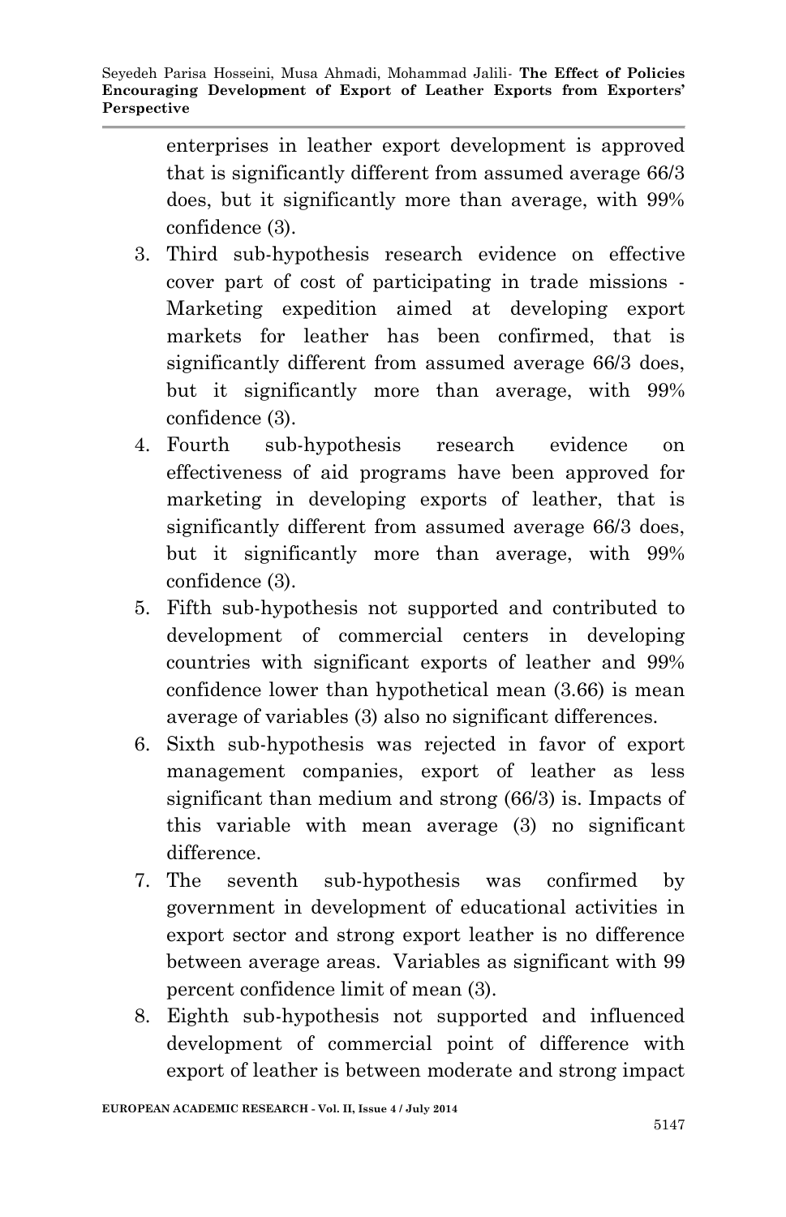enterprises in leather export development is approved that is significantly different from assumed average 66/3 does, but it significantly more than average, with 99% confidence (3).

3. Third sub-hypothesis research evidence on effective cover part of cost of participating in trade missions - Marketing expedition aimed at developing export markets for leather has been confirmed, that is significantly different from assumed average 66/3 does, but it significantly more than average, with 99% confidence (3).
4. Fourth sub-hypothesis research evidence on effectiveness of aid programs have been approved for marketing in developing exports of leather, that is significantly different from assumed average 66/3 does, but it significantly more than average, with 99% confidence (3).
5. Fifth sub-hypothesis not supported and contributed to development of commercial centers in developing countries with significant exports of leather and 99% confidence lower than hypothetical mean (3.66) is mean average of variables (3) also no significant differences.
6. Sixth sub-hypothesis was rejected in favor of export management companies, export of leather as less significant than medium and strong (66/3) is. Impacts of this variable with mean average (3) no significant difference.
7. The seventh sub-hypothesis was confirmed by government in development of educational activities in export sector and strong export leather is no difference between average areas. Variables as significant with 99 percent confidence limit of mean (3).
8. Eighth sub-hypothesis not supported and influenced development of commercial point of difference with export of leather is between moderate and strong impact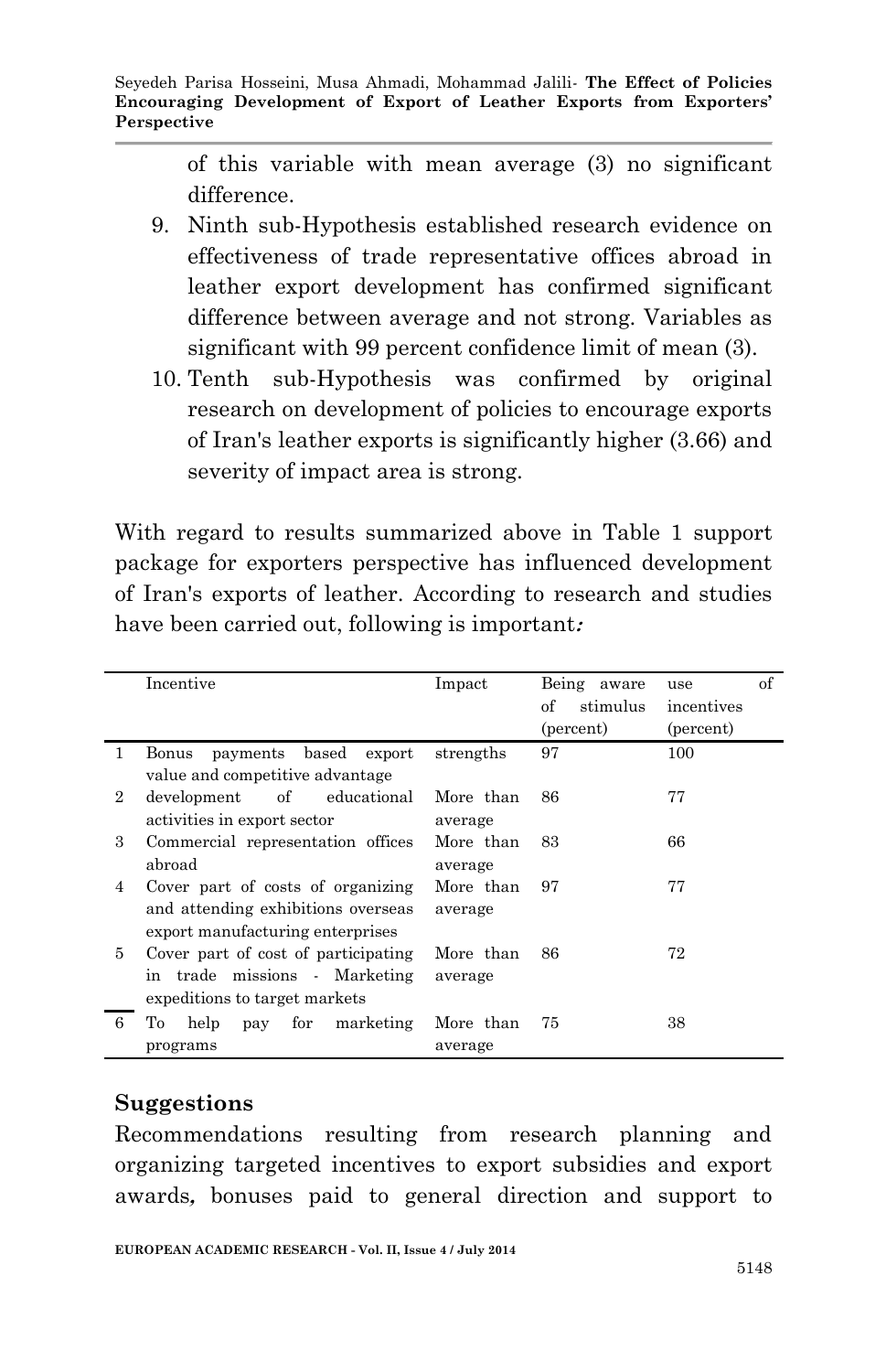of this variable with mean average (3) no significant difference.

9. Ninth sub-Hypothesis established research evidence on effectiveness of trade representative offices abroad in leather export development has confirmed significant difference between average and not strong. Variables as significant with 99 percent confidence limit of mean (3).
10. Tenth sub-Hypothesis was confirmed by original research on development of policies to encourage exports of Iran's leather exports is significantly higher (3.66) and severity of impact area is strong.

With regard to results summarized above in Table 1 support package for exporters perspective has influenced development of Iran's exports of leather. According to research and studies have been carried out, following is important**:**

| | Incentive | Impact | Being aware of stimulus (percent) | use of incentives (percent) |
|---|---|---|---|---|
| 1 | Bonus payments based export value and competitive advantage | strengths | 97 | 100 |
| 2 | development of educational activities in export sector | More than average | 86 | 77 |
| 3 | Commercial representation offices abroad | More than average | 83 | 66 |
| 4 | Cover part of costs of organizing and attending exhibitions overseas export manufacturing enterprises | More than average | 97 | 77 |
| 5 | Cover part of cost of participating in trade missions - Marketing expeditions to target markets | More than average | 86 | 72 |
| 6 | To help pay for marketing programs | More than average | 75 | 38 |

## Suggestions

Recommendations resulting from research planning and organizing targeted incentives to export subsidies and export awards**,** bonuses paid to general direction and support to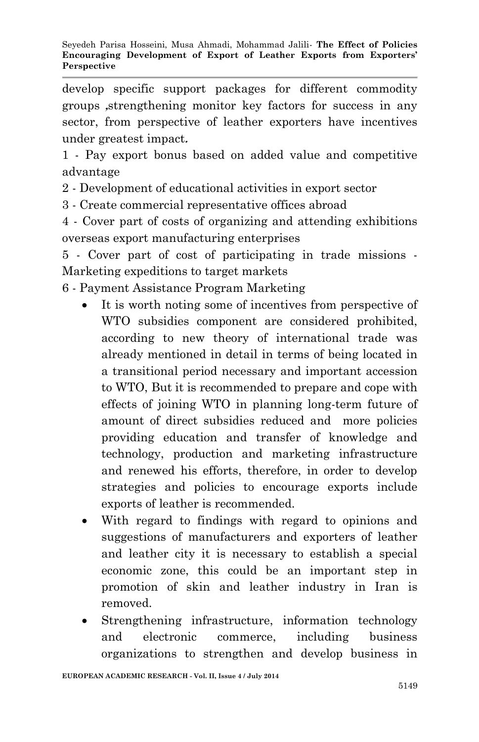develop specific support packages for different commodity groups ,strengthening monitor key factors for success in any sector, from perspective of leather exporters have incentives under greatest impact.

1 - Pay export bonus based on added value and competitive advantage

2 - Development of educational activities in export sector

3 - Create commercial representative offices abroad

4 - Cover part of costs of organizing and attending exhibitions overseas export manufacturing enterprises

5 - Cover part of cost of participating in trade missions - Marketing expeditions to target markets

6 - Payment Assistance Program Marketing

- It is worth noting some of incentives from perspective of WTO subsidies component are considered prohibited, according to new theory of international trade was already mentioned in detail in terms of being located in a transitional period necessary and important accession to WTO, But it is recommended to prepare and cope with effects of joining WTO in planning long-term future of amount of direct subsidies reduced and more policies providing education and transfer of knowledge and technology, production and marketing infrastructure and renewed his efforts, therefore, in order to develop strategies and policies to encourage exports include exports of leather is recommended.
- With regard to findings with regard to opinions and suggestions of manufacturers and exporters of leather and leather city it is necessary to establish a special economic zone, this could be an important step in promotion of skin and leather industry in Iran is removed.
- Strengthening infrastructure, information technology and electronic commerce, including business organizations to strengthen and develop business in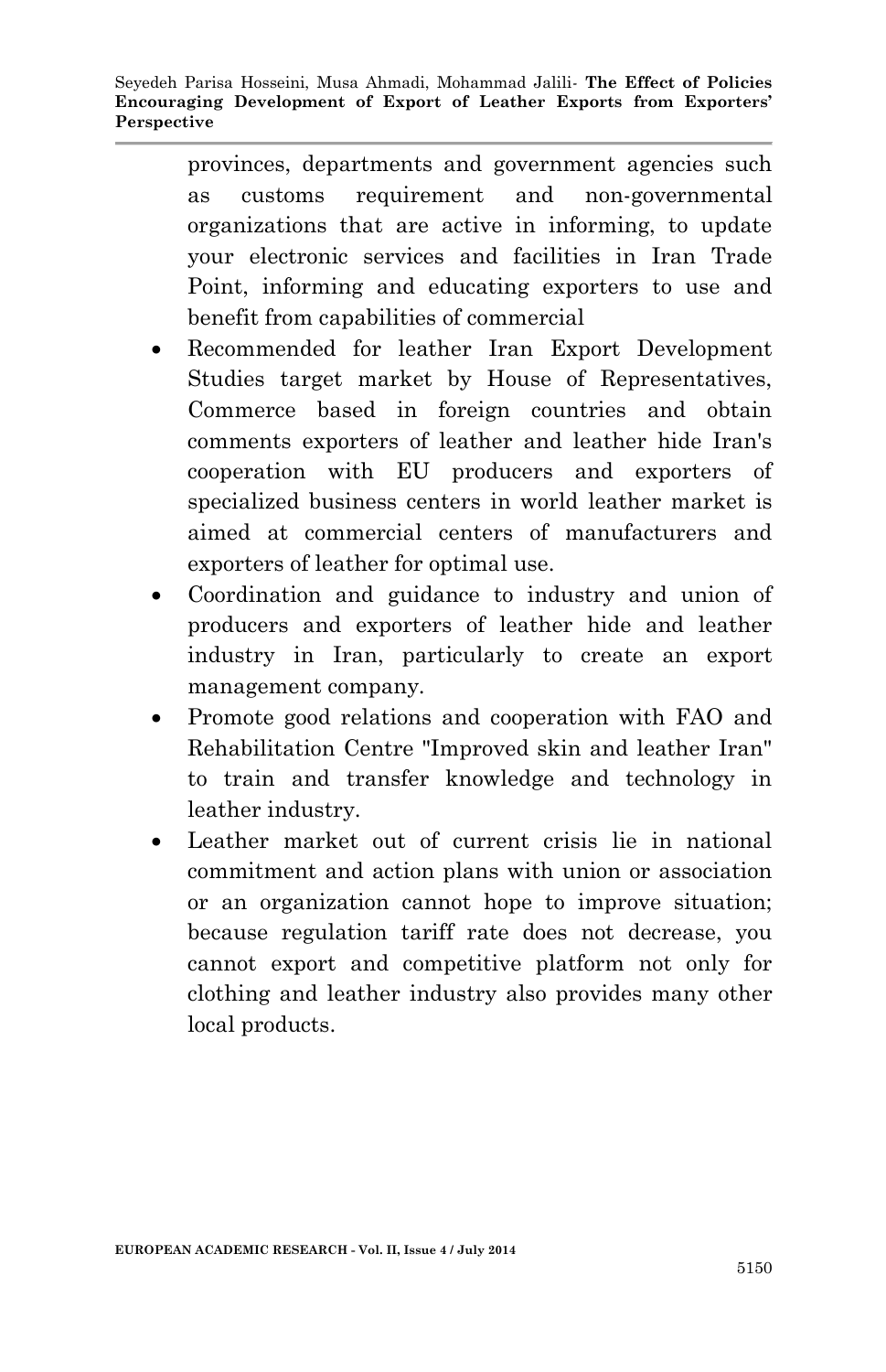provinces, departments and government agencies such as customs requirement and non-governmental organizations that are active in informing, to update your electronic services and facilities in Iran Trade Point, informing and educating exporters to use and benefit from capabilities of commercial

- Recommended for leather Iran Export Development Studies target market by House of Representatives, Commerce based in foreign countries and obtain comments exporters of leather and leather hide Iran's cooperation with EU producers and exporters of specialized business centers in world leather market is aimed at commercial centers of manufacturers and exporters of leather for optimal use.
- Coordination and guidance to industry and union of producers and exporters of leather hide and leather industry in Iran, particularly to create an export management company.
- Promote good relations and cooperation with FAO and Rehabilitation Centre "Improved skin and leather Iran" to train and transfer knowledge and technology in leather industry.
- Leather market out of current crisis lie in national commitment and action plans with union or association or an organization cannot hope to improve situation; because regulation tariff rate does not decrease, you cannot export and competitive platform not only for clothing and leather industry also provides many other local products.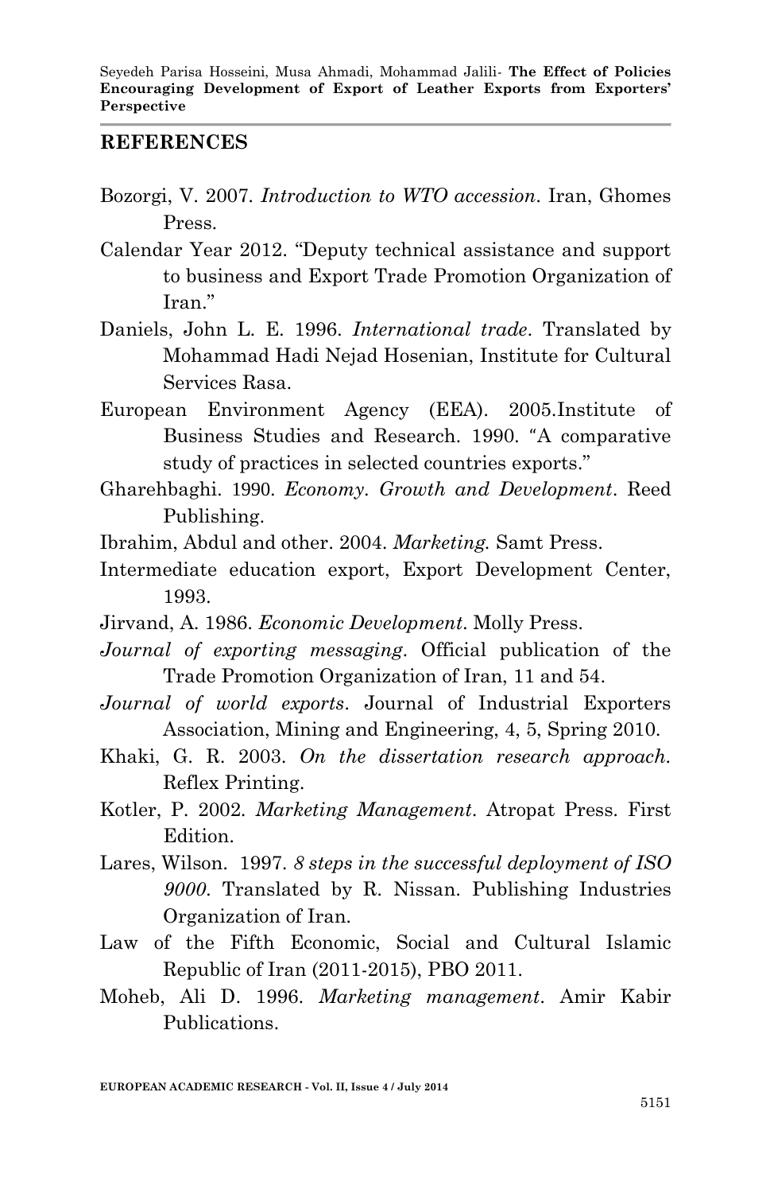## REFERENCES

Bozorgi, V. 2007. *Introduction to WTO accession*. Iran, Ghomes Press.

Calendar Year 2012. "Deputy technical assistance and support to business and Export Trade Promotion Organization of Iran."

Daniels, John L. E. 1996. *International trade*. Translated by Mohammad Hadi Nejad Hosenian, Institute for Cultural Services Rasa.

European Environment Agency (EEA). 2005.Institute of Business Studies and Research. 1990. "A comparative study of practices in selected countries exports."

Gharehbaghi. 1990. *Economy. Growth and Development*. Reed Publishing.

Ibrahim, Abdul and other. 2004. *Marketing*. Samt Press.

Intermediate education export, Export Development Center, 1993.

Jirvand, A. 1986. *Economic Development*. Molly Press.

*Journal of exporting messaging*. Official publication of the Trade Promotion Organization of Iran, 11 and 54.

*Journal of world exports*. Journal of Industrial Exporters Association, Mining and Engineering, 4, 5, Spring 2010.

Khaki, G. R. 2003. *On the dissertation research approach*. Reflex Printing.

Kotler, P. 2002. *Marketing Management*. Atropat Press. First Edition.

Lares, Wilson. 1997. *8 steps in the successful deployment of ISO 9000*. Translated by R. Nissan. Publishing Industries Organization of Iran.

Law of the Fifth Economic, Social and Cultural Islamic Republic of Iran (2011-2015), PBO 2011.

Moheb, Ali D. 1996. *Marketing management*. Amir Kabir Publications.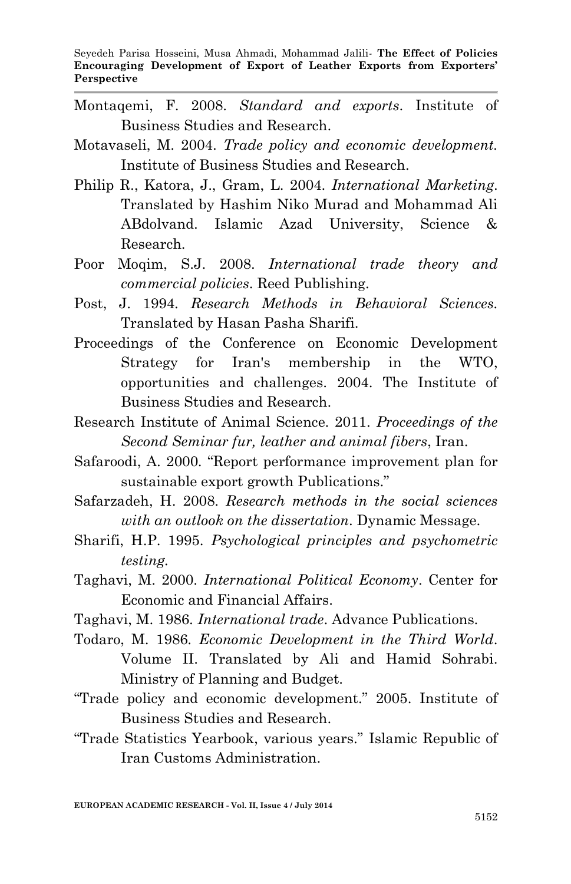Montaqemi, F. 2008. *Standard and exports*. Institute of Business Studies and Research.

Motavaseli, M. 2004. *Trade policy and economic development*. Institute of Business Studies and Research.

Philip R., Katora, J., Gram, L. 2004. *International Marketing*. Translated by Hashim Niko Murad and Mohammad Ali ABdolvand. Islamic Azad University, Science & Research.

Poor Moqim, S.J. 2008. *International trade theory and commercial policies*. Reed Publishing.

Post, J. 1994. *Research Methods in Behavioral Sciences*. Translated by Hasan Pasha Sharifi.

Proceedings of the Conference on Economic Development Strategy for Iran's membership in the WTO, opportunities and challenges. 2004. The Institute of Business Studies and Research.

Research Institute of Animal Science. 2011. *Proceedings of the Second Seminar fur, leather and animal fibers*, Iran.

Safaroodi, A. 2000. "Report performance improvement plan for sustainable export growth Publications."

Safarzadeh, H. 2008. *Research methods in the social sciences with an outlook on the dissertation*. Dynamic Message.

Sharifi, H.P. 1995. *Psychological principles and psychometric testing*.

Taghavi, M. 2000. *International Political Economy*. Center for Economic and Financial Affairs.

Taghavi, M. 1986. *International trade*. Advance Publications.

Todaro, M. 1986. *Economic Development in the Third World*. Volume II. Translated by Ali and Hamid Sohrabi. Ministry of Planning and Budget.

"Trade policy and economic development." 2005. Institute of Business Studies and Research.

"Trade Statistics Yearbook, various years." Islamic Republic of Iran Customs Administration.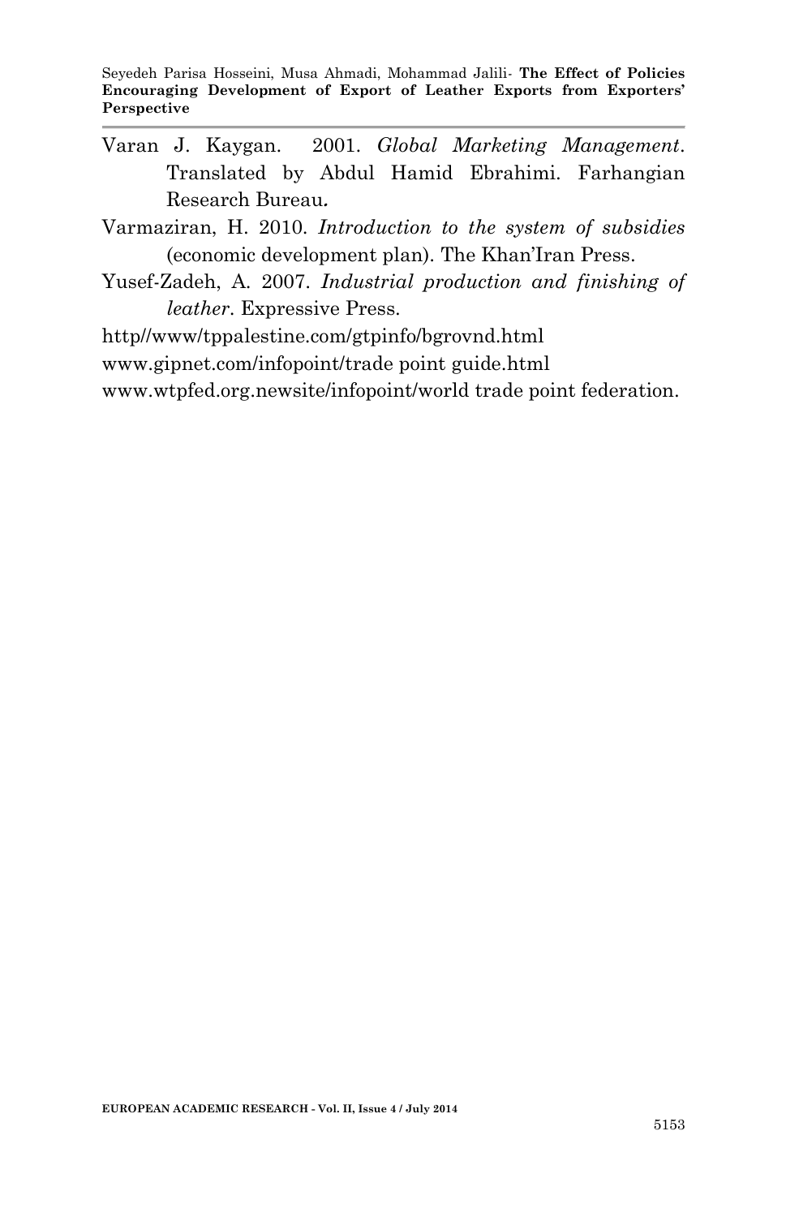Varan J. Kaygan. 2001. *Global Marketing Management*. Translated by Abdul Hamid Ebrahimi. Farhangian Research Bureau.

Varmaziran, H. 2010. *Introduction to the system of subsidies* (economic development plan). The Khan'Iran Press.

Yusef-Zadeh, A. 2007. *Industrial production and finishing of leather*. Expressive Press.

http//www/tppalestine.com/gtpinfo/bgrovnd.html

www.gipnet.com/infopoint/trade point guide.html

www.wtpfed.org.newsite/infopoint/world trade point federation.